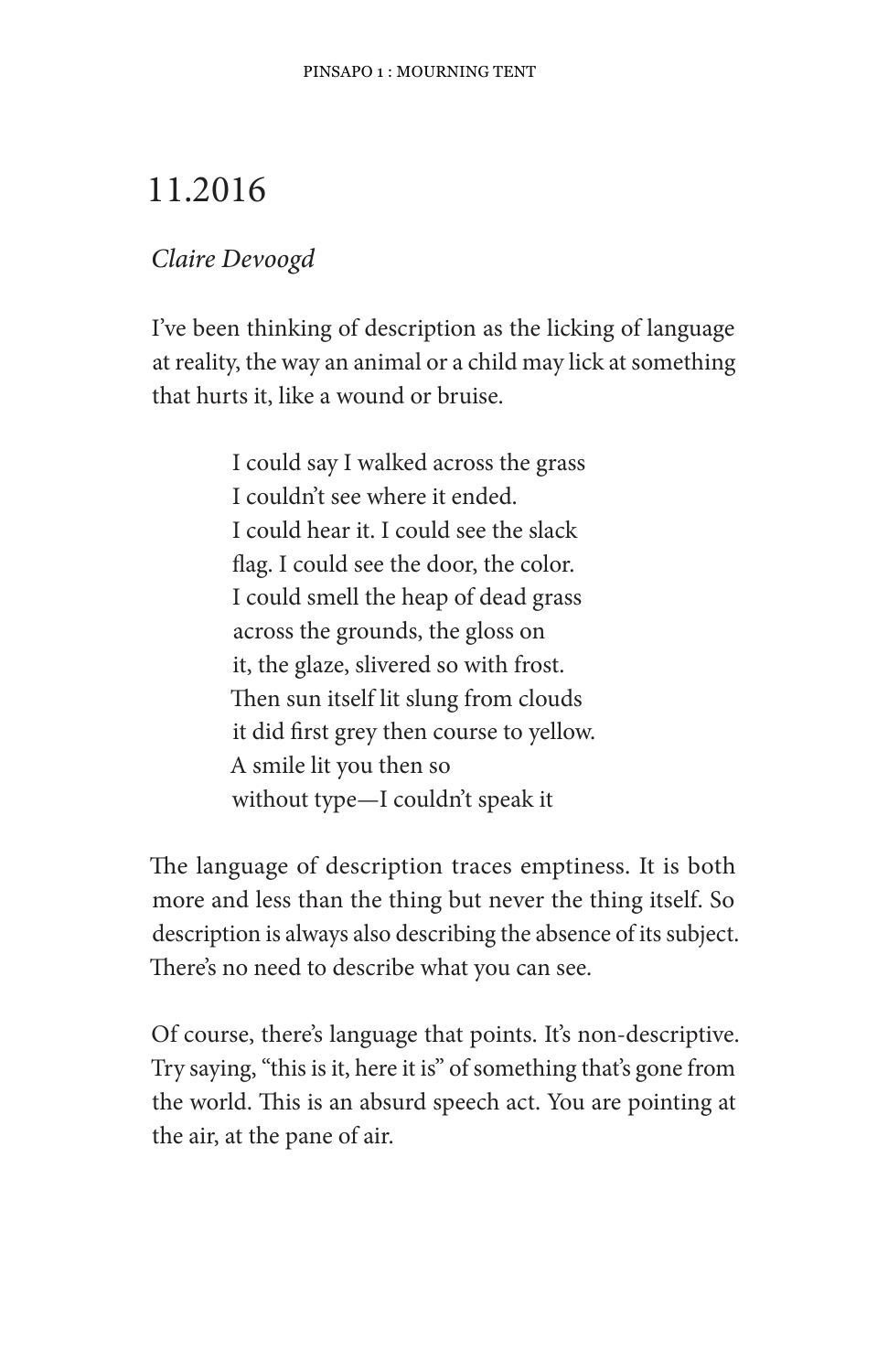# 11.2016

*Claire Devoogd*

I've been thinking of description as the licking of language at reality, the way an animal or a child may lick at something that hurts it, like a wound or bruise.

> I could say I walked across the grass  
> I couldn't see where it ended.  
> I could hear it. I could see the slack  
> flag. I could see the door, the color.  
> I could smell the heap of dead grass  
> across the grounds, the gloss on  
> it, the glaze, slivered so with frost.  
> Then sun itself lit slung from clouds  
> it did first grey then course to yellow.  
> A smile lit you then so  
> without type—I couldn't speak it

The language of description traces emptiness. It is both more and less than the thing but never the thing itself. So description is always also describing the absence of its subject. There's no need to describe what you can see.

Of course, there's language that points. It's non-descriptive. Try saying, "this is it, here it is" of something that's gone from the world. This is an absurd speech act. You are pointing at the air, at the pane of air.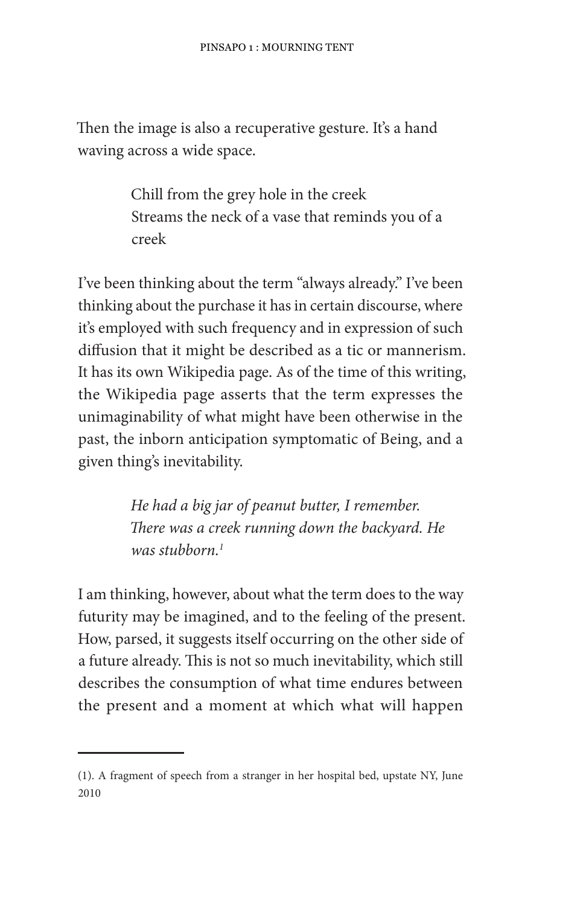Then the image is also a recuperative gesture. It's a hand waving across a wide space.

> Chill from the grey hole in the creek
> Streams the neck of a vase that reminds you of a creek

I've been thinking about the term "always already." I've been thinking about the purchase it has in certain discourse, where it's employed with such frequency and in expression of such diffusion that it might be described as a tic or mannerism. It has its own Wikipedia page. As of the time of this writing, the Wikipedia page asserts that the term expresses the unimaginability of what might have been otherwise in the past, the inborn anticipation symptomatic of Being, and a given thing's inevitability.

> *He had a big jar of peanut butter, I remember. There was a creek running down the backyard. He was stubborn.*[1]

I am thinking, however, about what the term does to the way futurity may be imagined, and to the feeling of the present. How, parsed, it suggests itself occurring on the other side of a future already. This is not so much inevitability, which still describes the consumption of what time endures between the present and a moment at which what will happen

---

(1). A fragment of speech from a stranger in her hospital bed, upstate NY, June 2010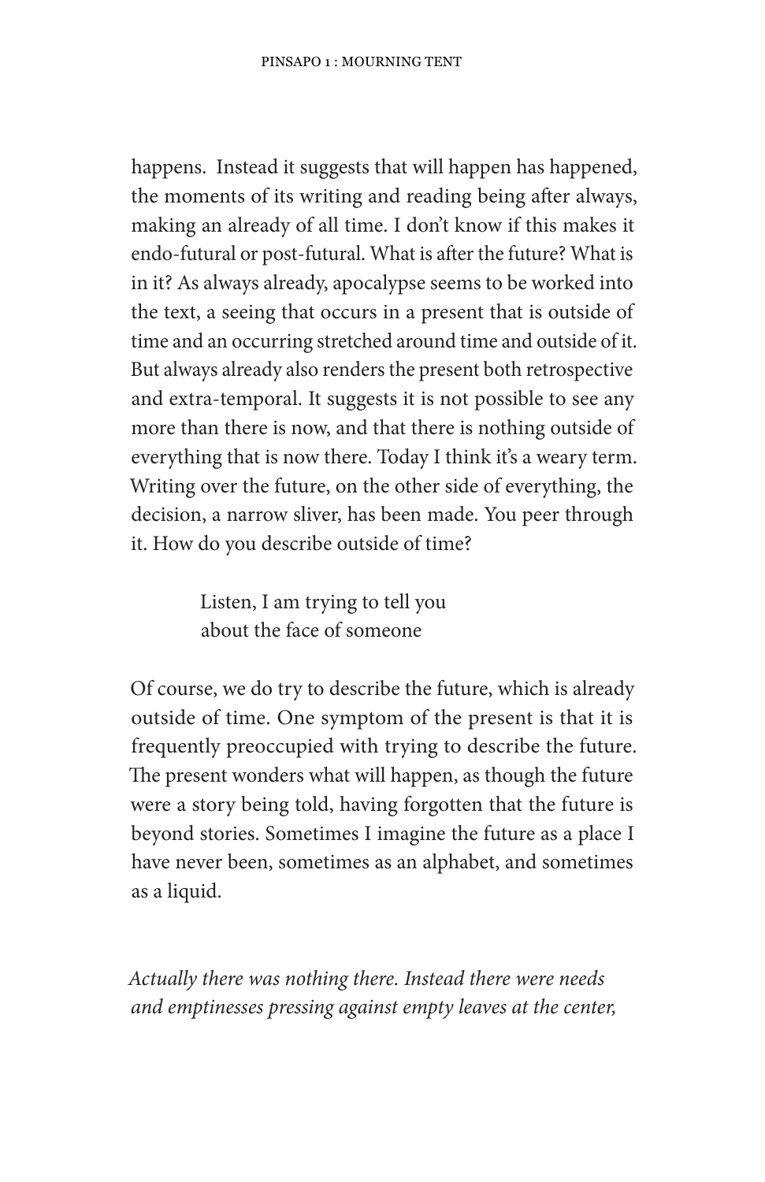happens. Instead it suggests that will happen has happened, the moments of its writing and reading being after always, making an already of all time. I don't know if this makes it endo-futural or post-futural. What is after the future? What is in it? As always already, apocalypse seems to be worked into the text, a seeing that occurs in a present that is outside of time and an occurring stretched around time and outside of it. But always already also renders the present both retrospective and extra-temporal. It suggests it is not possible to see any more than there is now, and that there is nothing outside of everything that is now there. Today I think it's a weary term. Writing over the future, on the other side of everything, the decision, a narrow sliver, has been made. You peer through it. How do you describe outside of time?

> Listen, I am trying to tell you
> about the face of someone

Of course, we do try to describe the future, which is already outside of time. One symptom of the present is that it is frequently preoccupied with trying to describe the future. The present wonders what will happen, as though the future were a story being told, having forgotten that the future is beyond stories. Sometimes I imagine the future as a place I have never been, sometimes as an alphabet, and sometimes as a liquid.

*Actually there was nothing there. Instead there were needs and emptinesses pressing against empty leaves at the center,*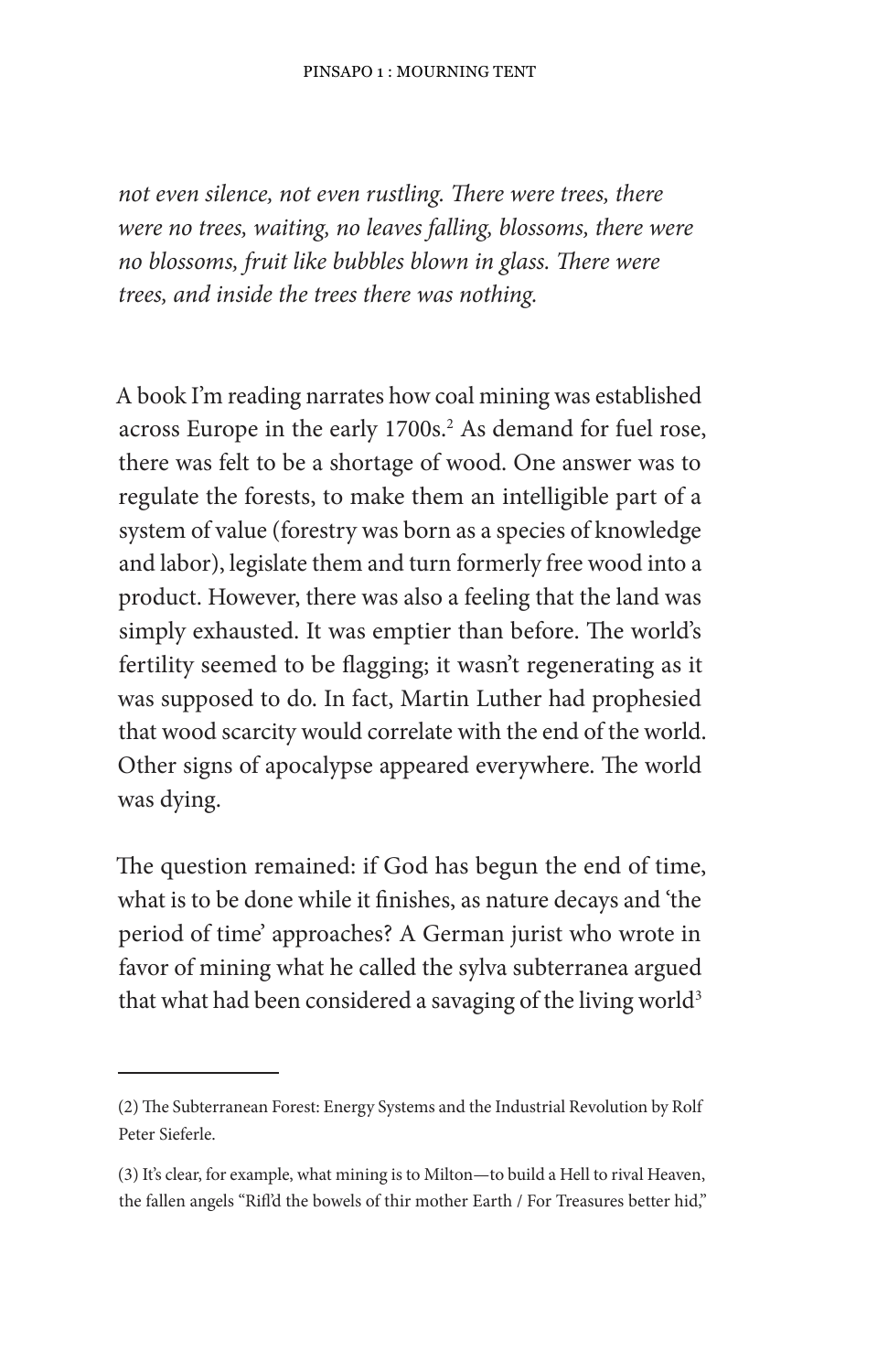*not even silence, not even rustling. There were trees, there were no trees, waiting, no leaves falling, blossoms, there were no blossoms, fruit like bubbles blown in glass. There were trees, and inside the trees there was nothing.*

A book I'm reading narrates how coal mining was established across Europe in the early 1700s.[2] As demand for fuel rose, there was felt to be a shortage of wood. One answer was to regulate the forests, to make them an intelligible part of a system of value (forestry was born as a species of knowledge and labor), legislate them and turn formerly free wood into a product. However, there was also a feeling that the land was simply exhausted. It was emptier than before. The world's fertility seemed to be flagging; it wasn't regenerating as it was supposed to do. In fact, Martin Luther had prophesied that wood scarcity would correlate with the end of the world. Other signs of apocalypse appeared everywhere. The world was dying.

The question remained: if God has begun the end of time, what is to be done while it finishes, as nature decays and 'the period of time' approaches? A German jurist who wrote in favor of mining what he called the sylva subterranea argued that what had been considered a savaging of the living world[3]

---

(2) The Subterranean Forest: Energy Systems and the Industrial Revolution by Rolf Peter Sieferle.

(3) It's clear, for example, what mining is to Milton—to build a Hell to rival Heaven, the fallen angels "Rifl'd the bowels of thir mother Earth / For Treasures better hid,"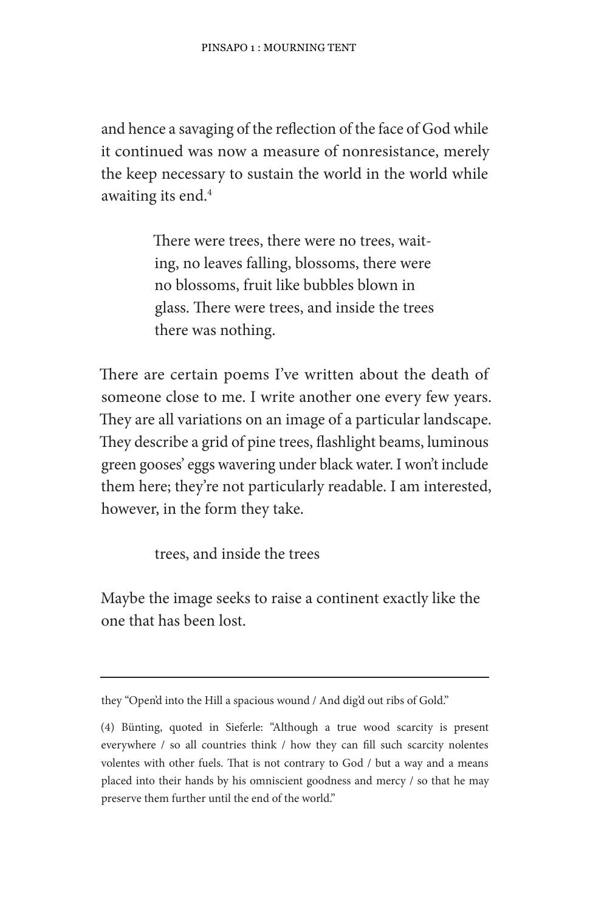and hence a savaging of the reflection of the face of God while it continued was now a measure of nonresistance, merely the keep necessary to sustain the world in the world while awaiting its end.[4]

> There were trees, there were no trees, wait-
> ing, no leaves falling, blossoms, there were
> no blossoms, fruit like bubbles blown in
> glass. There were trees, and inside the trees
> there was nothing.

There are certain poems I've written about the death of someone close to me. I write another one every few years. They are all variations on an image of a particular landscape. They describe a grid of pine trees, flashlight beams, luminous green gooses' eggs wavering under black water. I won't include them here; they're not particularly readable. I am interested, however, in the form they take.

> trees, and inside the trees

Maybe the image seeks to raise a continent exactly like the one that has been lost.

---

they "Open'd into the Hill a spacious wound / And dig'd out ribs of Gold."

(4) Bünting, quoted in Sieferle: "Although a true wood scarcity is present everywhere / so all countries think / how they can fill such scarcity nolentes volentes with other fuels. That is not contrary to God / but a way and a means placed into their hands by his omniscient goodness and mercy / so that he may preserve them further until the end of the world."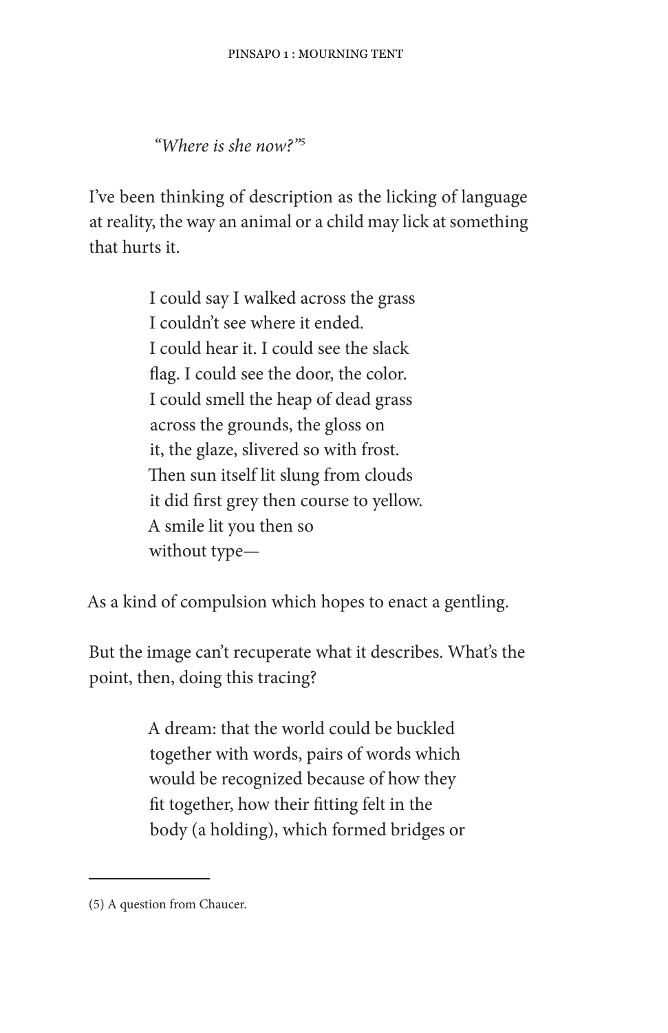*"Where is she now?"*[5]

I've been thinking of description as the licking of language at reality, the way an animal or a child may lick at something that hurts it.

> I could say I walked across the grass  
> I couldn't see where it ended.  
> I could hear it. I could see the slack  
> flag. I could see the door, the color.  
> I could smell the heap of dead grass  
> across the grounds, the gloss on  
> it, the glaze, slivered so with frost.  
> Then sun itself lit slung from clouds  
> it did first grey then course to yellow.  
> A smile lit you then so  
> without type—

As a kind of compulsion which hopes to enact a gentling.

But the image can't recuperate what it describes. What's the point, then, doing this tracing?

> A dream: that the world could be buckled  
> together with words, pairs of words which  
> would be recognized because of how they  
> fit together, how their fitting felt in the  
> body (a holding), which formed bridges or

---

(5) A question from Chaucer.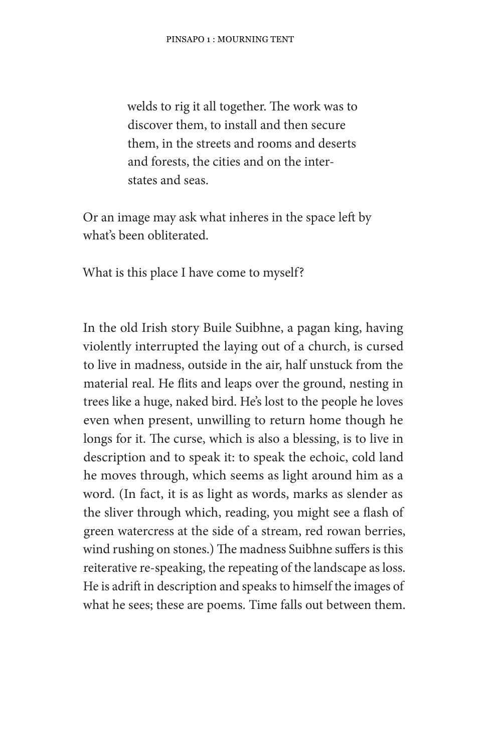> welds to rig it all together. The work was to discover them, to install and then secure them, in the streets and rooms and deserts and forests, the cities and on the interstates and seas.

Or an image may ask what inheres in the space left by what's been obliterated.

What is this place I have come to myself?

In the old Irish story Buile Suibhne, a pagan king, having violently interrupted the laying out of a church, is cursed to live in madness, outside in the air, half unstuck from the material real. He flits and leaps over the ground, nesting in trees like a huge, naked bird. He's lost to the people he loves even when present, unwilling to return home though he longs for it. The curse, which is also a blessing, is to live in description and to speak it: to speak the echoic, cold land he moves through, which seems as light around him as a word. (In fact, it is as light as words, marks as slender as the sliver through which, reading, you might see a flash of green watercress at the side of a stream, red rowan berries, wind rushing on stones.) The madness Suibhne suffers is this reiterative re-speaking, the repeating of the landscape as loss. He is adrift in description and speaks to himself the images of what he sees; these are poems. Time falls out between them.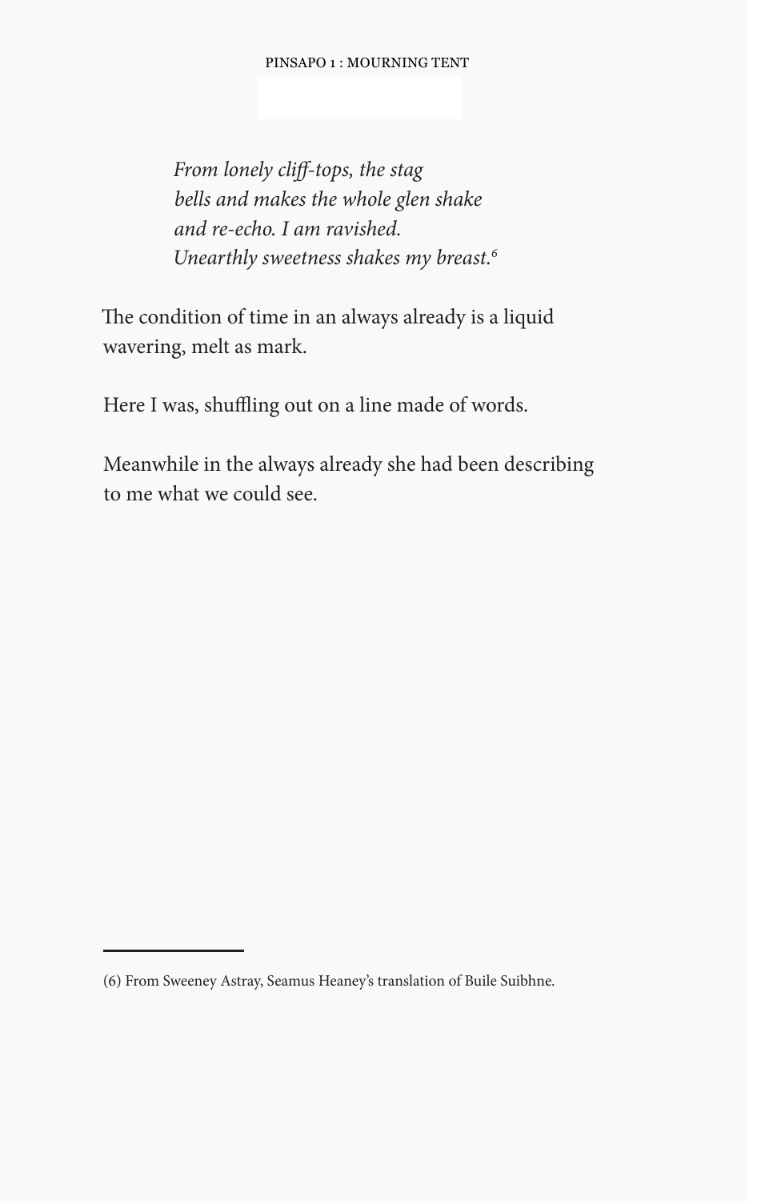*From lonely cliff-tops, the stag*
*bells and makes the whole glen shake*
*and re-echo. I am ravished.*
*Unearthly sweetness shakes my breast.*[6]

The condition of time in an always already is a liquid wavering, melt as mark.

Here I was, shuffling out on a line made of words.

Meanwhile in the always already she had been describing to me what we could see.

---

(6) From Sweeney Astray, Seamus Heaney's translation of Buile Suibhne.